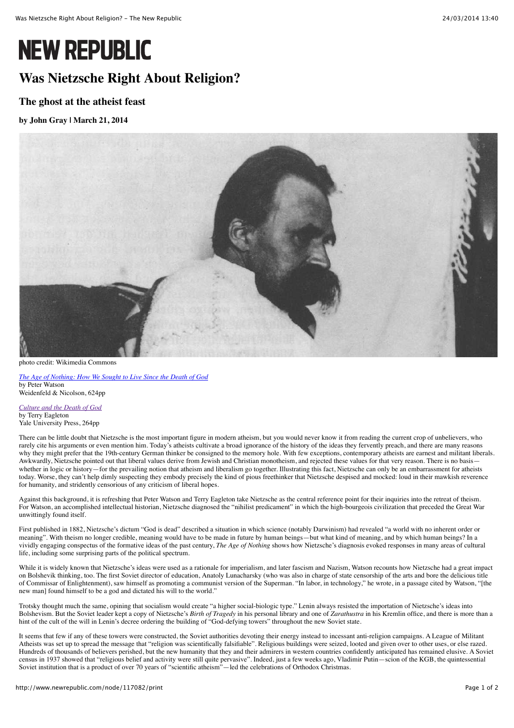# NEW REPUBLIC

## Was Nietzsche Right About Religion?

### The ghost at the atheist feast

**by John Gray | March 21, 2014**

photo credit: Wikimedia Commons

*The Age of Nothing: How We Sought to Live Since the Death of God*
by Peter Watson
Weidenfeld & Nicolson, 624pp

*Culture and the Death of God*
by Terry Eagleton
Yale University Press, 264pp

There can be little doubt that Nietzsche is the most important figure in modern atheism, but you would never know it from reading the current crop of unbelievers, who rarely cite his arguments or even mention him. Today's atheists cultivate a broad ignorance of the history of the ideas they fervently preach, and there are many reasons why they might prefer that the 19th-century German thinker be consigned to the memory hole. With few exceptions, contemporary atheists are earnest and militant liberals. Awkwardly, Nietzsche pointed out that liberal values derive from Jewish and Christian monotheism, and rejected these values for that very reason. There is no basis—whether in logic or history—for the prevailing notion that atheism and liberalism go together. Illustrating this fact, Nietzsche can only be an embarrassment for atheists today. Worse, they can't help dimly suspecting they embody precisely the kind of pious freethinker that Nietzsche despised and mocked: loud in their mawkish reverence for humanity, and stridently censorious of any criticism of liberal hopes.

Against this background, it is refreshing that Peter Watson and Terry Eagleton take Nietzsche as the central reference point for their inquiries into the retreat of theism. For Watson, an accomplished intellectual historian, Nietzsche diagnosed the "nihilist predicament" in which the high-bourgeois civilization that preceded the Great War unwittingly found itself.

First published in 1882, Nietzsche's dictum "God is dead" described a situation in which science (notably Darwinism) had revealed "a world with no inherent order or meaning". With theism no longer credible, meaning would have to be made in future by human beings—but what kind of meaning, and by which human beings? In a vividly engaging conspectus of the formative ideas of the past century, *The Age of Nothing* shows how Nietzsche's diagnosis evoked responses in many areas of cultural life, including some surprising parts of the political spectrum.

While it is widely known that Nietzsche's ideas were used as a rationale for imperialism, and later fascism and Nazism, Watson recounts how Nietzsche had a great impact on Bolshevik thinking, too. The first Soviet director of education, Anatoly Lunacharsky (who was also in charge of state censorship of the arts and bore the delicious title of Commissar of Enlightenment), saw himself as promoting a communist version of the Superman. "In labor, in technology," he wrote, in a passage cited by Watson, "[the new man] found himself to be a god and dictated his will to the world."

Trotsky thought much the same, opining that socialism would create "a higher social-biologic type." Lenin always resisted the importation of Nietzsche's ideas into Bolshevism. But the Soviet leader kept a copy of Nietzsche's *Birth of Tragedy* in his personal library and one of *Zarathustra* in his Kremlin office, and there is more than a hint of the cult of the will in Lenin's decree ordering the building of "God-defying towers" throughout the new Soviet state.

It seems that few if any of these towers were constructed, the Soviet authorities devoting their energy instead to incessant anti-religion campaigns. A League of Militant Atheists was set up to spread the message that "religion was scientifically falsifiable". Religious buildings were seized, looted and given over to other uses, or else razed. Hundreds of thousands of believers perished, but the new humanity that they and their admirers in western countries confidently anticipated has remained elusive. A Soviet census in 1937 showed that "religious belief and activity were still quite pervasive". Indeed, just a few weeks ago, Vladimir Putin—scion of the KGB, the quintessential Soviet institution that is a product of over 70 years of "scientific atheism"—led the celebrations of Orthodox Christmas.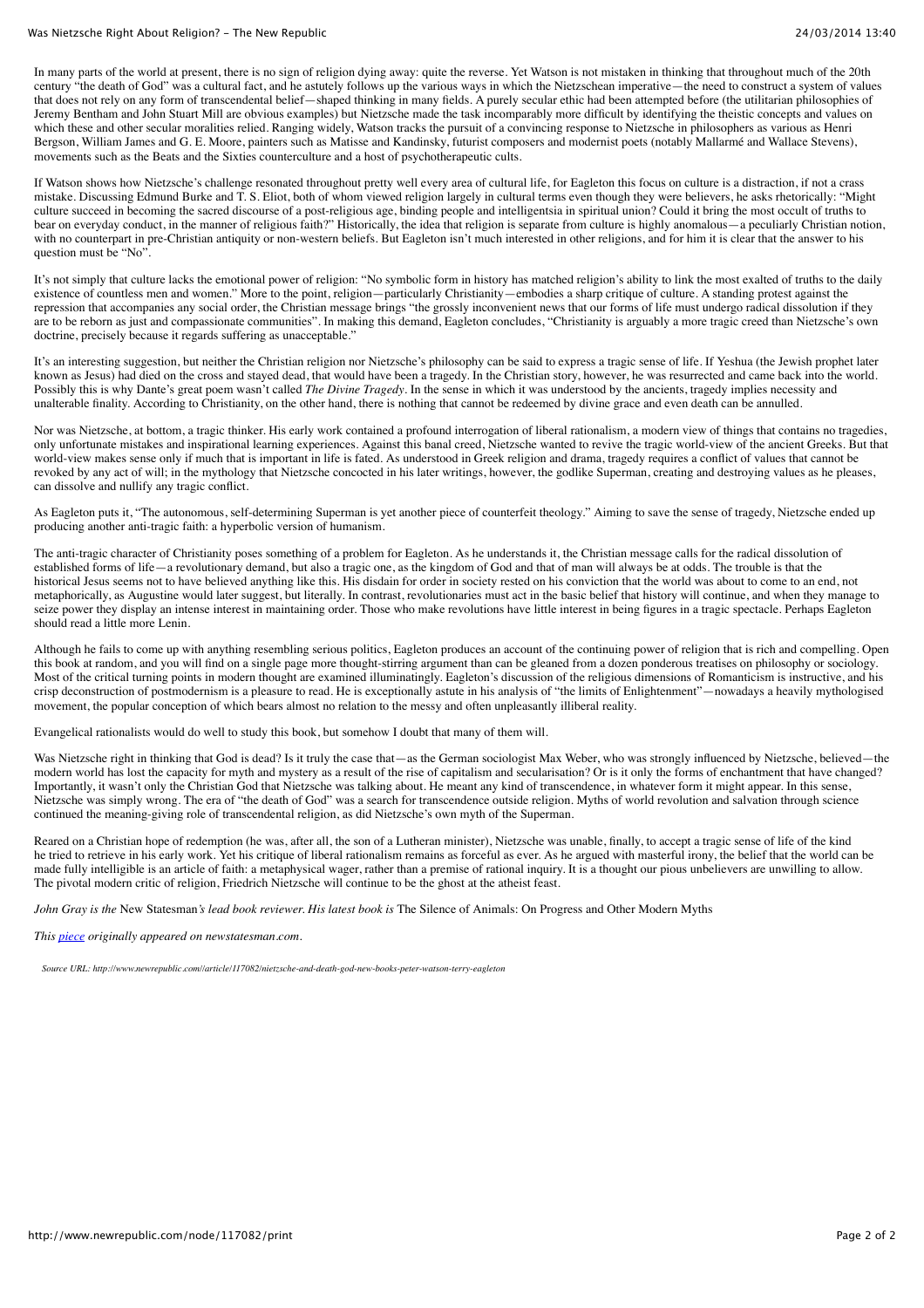In many parts of the world at present, there is no sign of religion dying away: quite the reverse. Yet Watson is not mistaken in thinking that throughout much of the 20th century "the death of God" was a cultural fact, and he astutely follows up the various ways in which the Nietzschean imperative—the need to construct a system of values that does not rely on any form of transcendental belief—shaped thinking in many fields. A purely secular ethic had been attempted before (the utilitarian philosophies of Jeremy Bentham and John Stuart Mill are obvious examples) but Nietzsche made the task incomparably more difficult by identifying the theistic concepts and values on which these and other secular moralities relied. Ranging widely, Watson tracks the pursuit of a convincing response to Nietzsche in philosophers as various as Henri Bergson, William James and G. E. Moore, painters such as Matisse and Kandinsky, futurist composers and modernist poets (notably Mallarmé and Wallace Stevens), movements such as the Beats and the Sixties counterculture and a host of psychotherapeutic cults.

If Watson shows how Nietzsche's challenge resonated throughout pretty well every area of cultural life, for Eagleton this focus on culture is a distraction, if not a crass mistake. Discussing Edmund Burke and T. S. Eliot, both of whom viewed religion largely in cultural terms even though they were believers, he asks rhetorically: "Might culture succeed in becoming the sacred discourse of a post-religious age, binding people and intelligentsia in spiritual union? Could it bring the most occult of truths to bear on everyday conduct, in the manner of religious faith?" Historically, the idea that religion is separate from culture is highly anomalous—a peculiarly Christian notion, with no counterpart in pre-Christian antiquity or non-western beliefs. But Eagleton isn't much interested in other religions, and for him it is clear that the answer to his question must be "No".

It's not simply that culture lacks the emotional power of religion: "No symbolic form in history has matched religion's ability to link the most exalted of truths to the daily existence of countless men and women." More to the point, religion—particularly Christianity—embodies a sharp critique of culture. A standing protest against the repression that accompanies any social order, the Christian message brings "the grossly inconvenient news that our forms of life must undergo radical dissolution if they are to be reborn as just and compassionate communities". In making this demand, Eagleton concludes, "Christianity is arguably a more tragic creed than Nietzsche's own doctrine, precisely because it regards suffering as unacceptable."

It's an interesting suggestion, but neither the Christian religion nor Nietzsche's philosophy can be said to express a tragic sense of life. If Yeshua (the Jewish prophet later known as Jesus) had died on the cross and stayed dead, that would have been a tragedy. In the Christian story, however, he was resurrected and came back into the world. Possibly this is why Dante's great poem wasn't called *The Divine Tragedy*. In the sense in which it was understood by the ancients, tragedy implies necessity and unalterable finality. According to Christianity, on the other hand, there is nothing that cannot be redeemed by divine grace and even death can be annulled.

Nor was Nietzsche, at bottom, a tragic thinker. His early work contained a profound interrogation of liberal rationalism, a modern view of things that contains no tragedies, only unfortunate mistakes and inspirational learning experiences. Against this banal creed, Nietzsche wanted to revive the tragic world-view of the ancient Greeks. But that world-view makes sense only if much that is important in life is fated. As understood in Greek religion and drama, tragedy requires a conflict of values that cannot be revoked by any act of will; in the mythology that Nietzsche concocted in his later writings, however, the godlike Superman, creating and destroying values as he pleases, can dissolve and nullify any tragic conflict.

As Eagleton puts it, "The autonomous, self-determining Superman is yet another piece of counterfeit theology." Aiming to save the sense of tragedy, Nietzsche ended up producing another anti-tragic faith: a hyperbolic version of humanism.

The anti-tragic character of Christianity poses something of a problem for Eagleton. As he understands it, the Christian message calls for the radical dissolution of established forms of life—a revolutionary demand, but also a tragic one, as the kingdom of God and that of man will always be at odds. The trouble is that the historical Jesus seems not to have believed anything like this. His disdain for order in society rested on his conviction that the world was about to come to an end, not metaphorically, as Augustine would later suggest, but literally. In contrast, revolutionaries must act in the basic belief that history will continue, and when they manage to seize power they display an intense interest in maintaining order. Those who make revolutions have little interest in being figures in a tragic spectacle. Perhaps Eagleton should read a little more Lenin.

Although he fails to come up with anything resembling serious politics, Eagleton produces an account of the continuing power of religion that is rich and compelling. Open this book at random, and you will find on a single page more thought-stirring argument than can be gleaned from a dozen ponderous treatises on philosophy or sociology. Most of the critical turning points in modern thought are examined illuminatingly. Eagleton's discussion of the religious dimensions of Romanticism is instructive, and his crisp deconstruction of postmodernism is a pleasure to read. He is exceptionally astute in his analysis of "the limits of Enlightenment"—nowadays a heavily mythologised movement, the popular conception of which bears almost no relation to the messy and often unpleasantly illiberal reality.

Evangelical rationalists would do well to study this book, but somehow I doubt that many of them will.

Was Nietzsche right in thinking that God is dead? Is it truly the case that—as the German sociologist Max Weber, who was strongly influenced by Nietzsche, believed—the modern world has lost the capacity for myth and mystery as a result of the rise of capitalism and secularisation? Or is it only the forms of enchantment that have changed? Importantly, it wasn't only the Christian God that Nietzsche was talking about. He meant any kind of transcendence, in whatever form it might appear. In this sense, Nietzsche was simply wrong. The era of "the death of God" was a search for transcendence outside religion. Myths of world revolution and salvation through science continued the meaning-giving role of transcendental religion, as did Nietzsche's own myth of the Superman.

Reared on a Christian hope of redemption (he was, after all, the son of a Lutheran minister), Nietzsche was unable, finally, to accept a tragic sense of life of the kind he tried to retrieve in his early work. Yet his critique of liberal rationalism remains as forceful as ever. As he argued with masterful irony, the belief that the world can be made fully intelligible is an article of faith: a metaphysical wager, rather than a premise of rational inquiry. It is a thought our pious unbelievers are unwilling to allow. The pivotal modern critic of religion, Friedrich Nietzsche will continue to be the ghost at the atheist feast.

*John Gray is the* New Statesman*'s lead book reviewer. His latest book is* The Silence of Animals: On Progress and Other Modern Myths

*This piece originally appeared on newstatesman.com.*

*Source URL: http://www.newrepublic.com//article/117082/nietzsche-and-death-god-new-books-peter-watson-terry-eagleton*